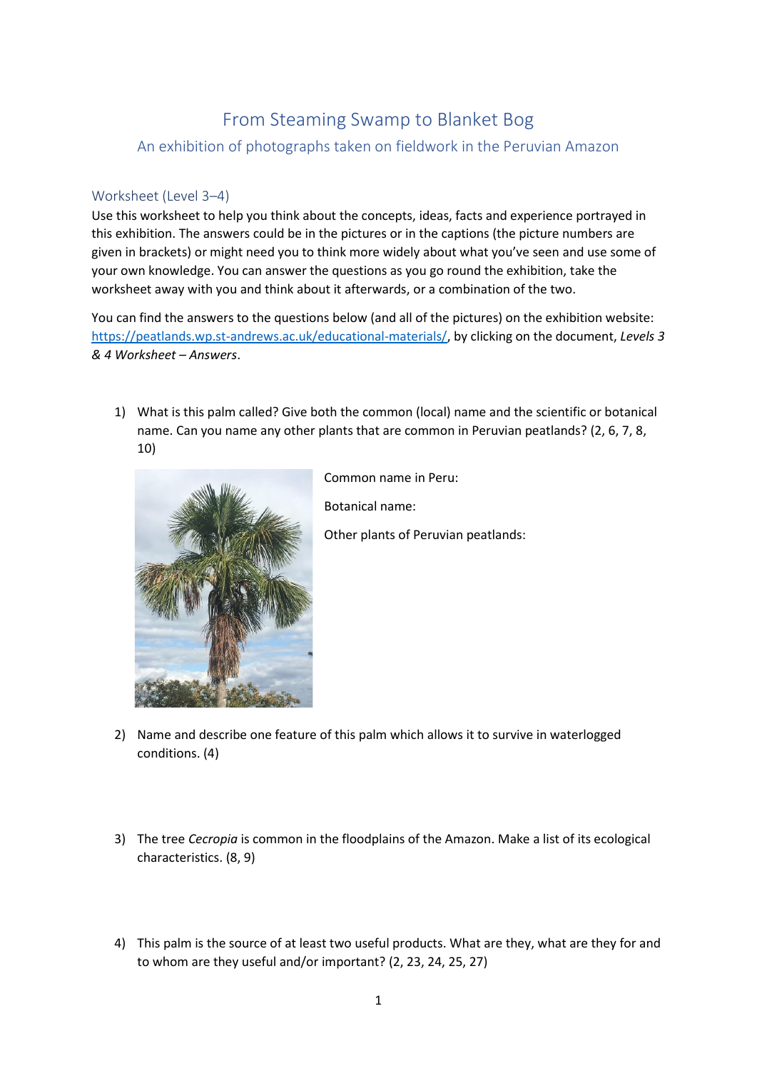# From Steaming Swamp to Blanket Bog

## An exhibition of photographs taken on fieldwork in the Peruvian Amazon

### Worksheet (Level 3–4)

Use this worksheet to help you think about the concepts, ideas, facts and experience portrayed in this exhibition. The answers could be in the pictures or in the captions (the picture numbers are given in brackets) or might need you to think more widely about what you've seen and use some of your own knowledge. You can answer the questions as you go round the exhibition, take the worksheet away with you and think about it afterwards, or a combination of the two.

You can find the answers to the questions below (and all of the pictures) on the exhibition website: https://peatlands.wp.st-andrews.ac.uk/educational-materials/, by clicking on the document, *Levels 3 & 4 Worksheet – Answers*.

1) What is this palm called? Give both the common (local) name and the scientific or botanical name. Can you name any other plants that are common in Peruvian peatlands? (2, 6, 7, 8, 10)

   Common name in Peru:

   Botanical name:

   Other plants of Peruvian peatlands:

2) Name and describe one feature of this palm which allows it to survive in waterlogged conditions. (4)

3) The tree *Cecropia* is common in the floodplains of the Amazon. Make a list of its ecological characteristics. (8, 9)

4) This palm is the source of at least two useful products. What are they, what are they for and to whom are they useful and/or important? (2, 23, 24, 25, 27)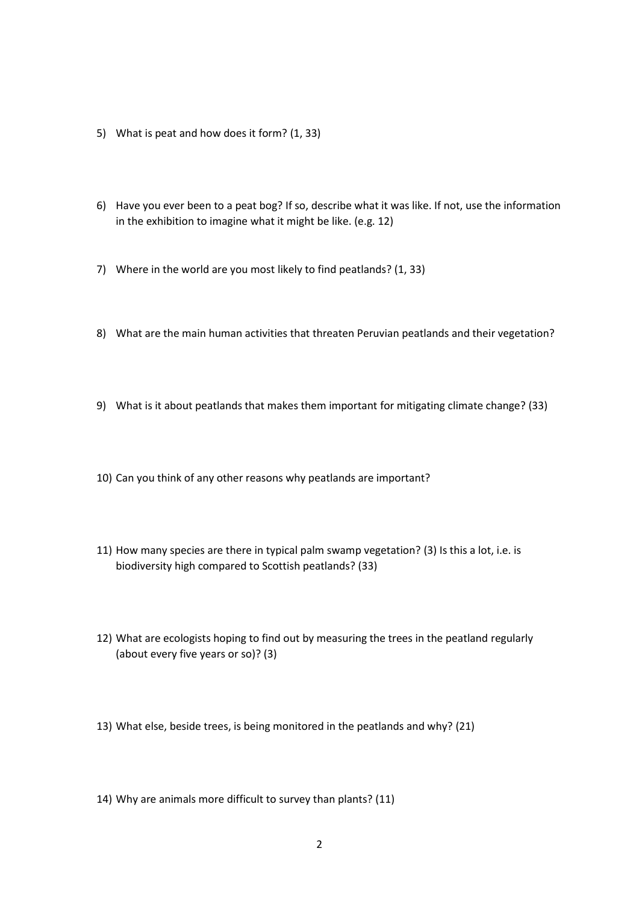5) What is peat and how does it form? (1, 33)

6) Have you ever been to a peat bog? If so, describe what it was like. If not, use the information in the exhibition to imagine what it might be like. (e.g. 12)

7) Where in the world are you most likely to find peatlands? (1, 33)

8) What are the main human activities that threaten Peruvian peatlands and their vegetation?

9) What is it about peatlands that makes them important for mitigating climate change? (33)

10) Can you think of any other reasons why peatlands are important?

11) How many species are there in typical palm swamp vegetation? (3) Is this a lot, i.e. is biodiversity high compared to Scottish peatlands? (33)

12) What are ecologists hoping to find out by measuring the trees in the peatland regularly (about every five years or so)? (3)

13) What else, beside trees, is being monitored in the peatlands and why? (21)

14) Why are animals more difficult to survey than plants? (11)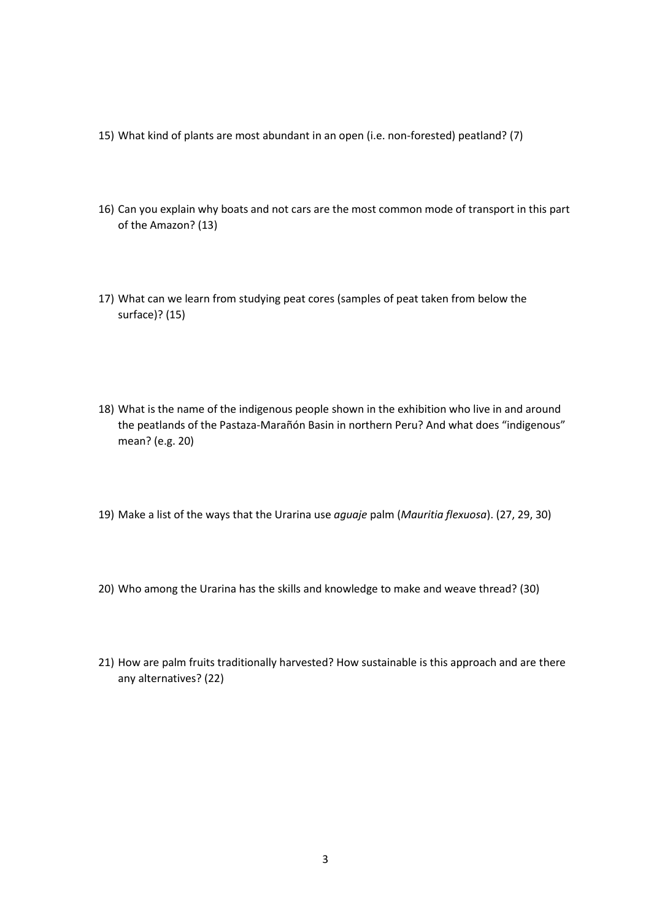15) What kind of plants are most abundant in an open (i.e. non-forested) peatland? (7)

16) Can you explain why boats and not cars are the most common mode of transport in this part of the Amazon? (13)

17) What can we learn from studying peat cores (samples of peat taken from below the surface)? (15)

18) What is the name of the indigenous people shown in the exhibition who live in and around the peatlands of the Pastaza-Marañón Basin in northern Peru? And what does "indigenous" mean? (e.g. 20)

19) Make a list of the ways that the Urarina use *aguaje* palm (*Mauritia flexuosa*). (27, 29, 30)

20) Who among the Urarina has the skills and knowledge to make and weave thread? (30)

21) How are palm fruits traditionally harvested? How sustainable is this approach and are there any alternatives? (22)